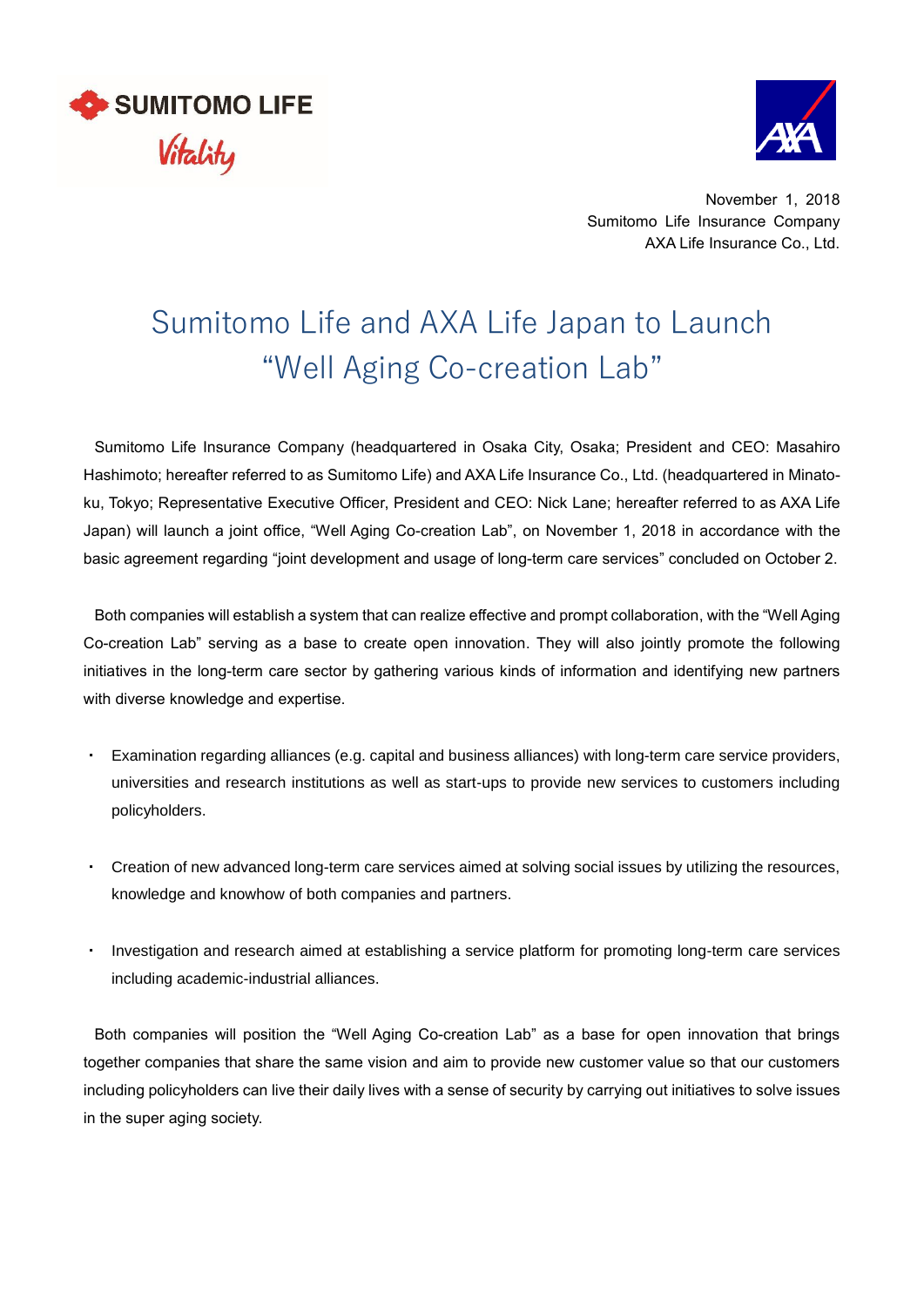SUMITOMO LIFE

Vitality

November 1, 2018
Sumitomo Life Insurance Company
AXA Life Insurance Co., Ltd.

# Sumitomo Life and AXA Life Japan to Launch "Well Aging Co-creation Lab"

Sumitomo Life Insurance Company (headquartered in Osaka City, Osaka; President and CEO: Masahiro Hashimoto; hereafter referred to as Sumitomo Life) and AXA Life Insurance Co., Ltd. (headquartered in Minato-ku, Tokyo; Representative Executive Officer, President and CEO: Nick Lane; hereafter referred to as AXA Life Japan) will launch a joint office, "Well Aging Co-creation Lab", on November 1, 2018 in accordance with the basic agreement regarding "joint development and usage of long-term care services" concluded on October 2.

Both companies will establish a system that can realize effective and prompt collaboration, with the "Well Aging Co-creation Lab" serving as a base to create open innovation. They will also jointly promote the following initiatives in the long-term care sector by gathering various kinds of information and identifying new partners with diverse knowledge and expertise.

- Examination regarding alliances (e.g. capital and business alliances) with long-term care service providers, universities and research institutions as well as start-ups to provide new services to customers including policyholders.
- Creation of new advanced long-term care services aimed at solving social issues by utilizing the resources, knowledge and knowhow of both companies and partners.
- Investigation and research aimed at establishing a service platform for promoting long-term care services including academic-industrial alliances.

Both companies will position the "Well Aging Co-creation Lab" as a base for open innovation that brings together companies that share the same vision and aim to provide new customer value so that our customers including policyholders can live their daily lives with a sense of security by carrying out initiatives to solve issues in the super aging society.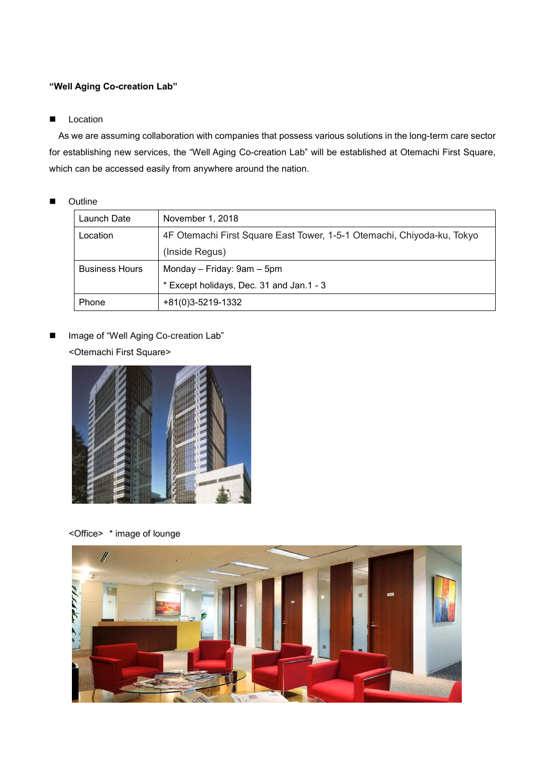**"Well Aging Co-creation Lab"**

- Location

As we are assuming collaboration with companies that possess various solutions in the long-term care sector for establishing new services, the "Well Aging Co-creation Lab" will be established at Otemachi First Square, which can be accessed easily from anywhere around the nation.

- Outline

| | |
|---|---|
| Launch Date | November 1, 2018 |
| Location | 4F Otemachi First Square East Tower, 1-5-1 Otemachi, Chiyoda-ku, Tokyo (Inside Regus) |
| Business Hours | Monday – Friday: 9am – 5pm<br>* Except holidays, Dec. 31 and Jan.1 - 3 |
| Phone | +81(0)3-5219-1332 |

- Image of "Well Aging Co-creation Lab"

<Otemachi First Square>

<Office> * image of lounge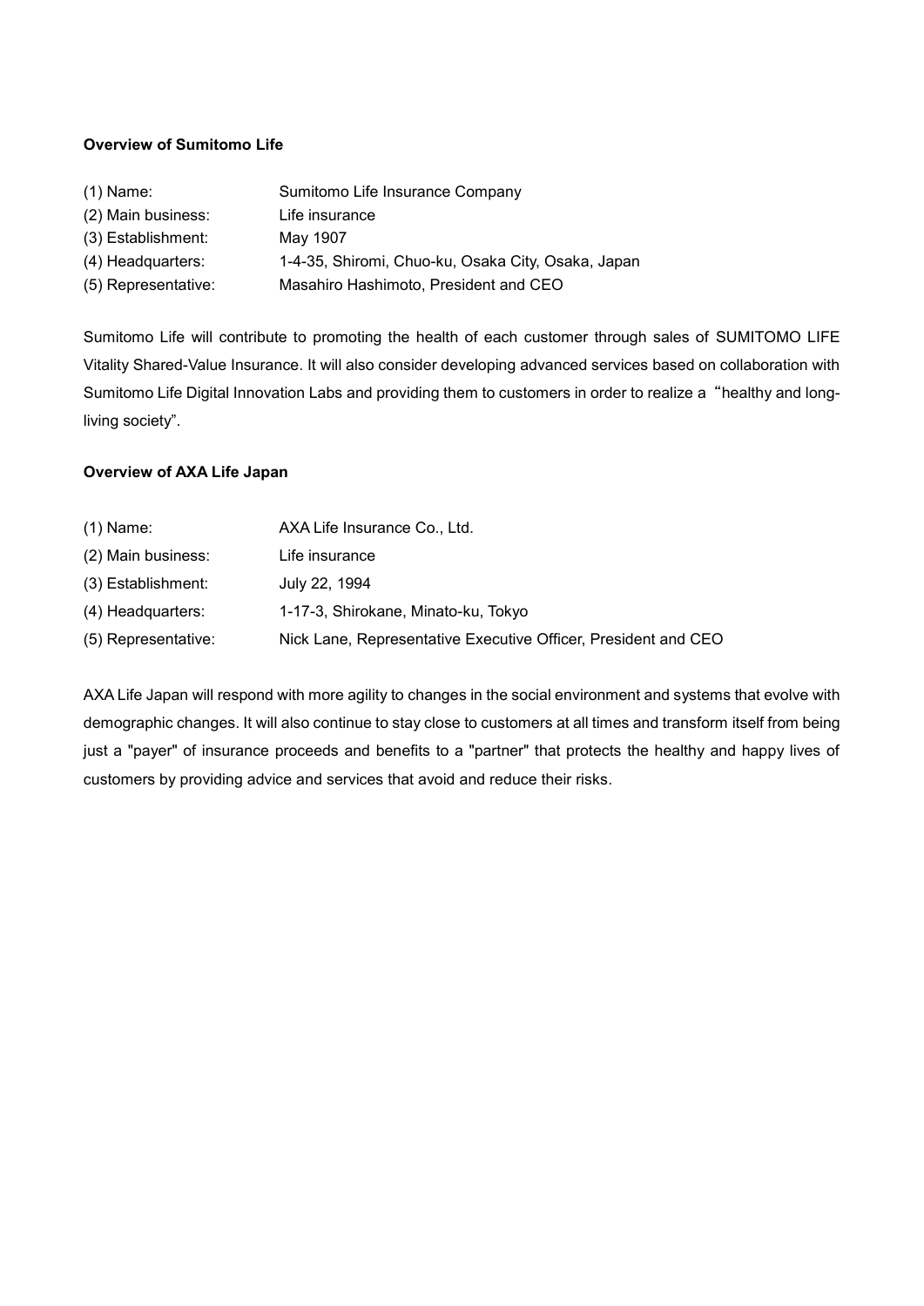**Overview of Sumitomo Life**

| | |
|---|---|
| (1) Name: | Sumitomo Life Insurance Company |
| (2) Main business: | Life insurance |
| (3) Establishment: | May 1907 |
| (4) Headquarters: | 1-4-35, Shiromi, Chuo-ku, Osaka City, Osaka, Japan |
| (5) Representative: | Masahiro Hashimoto, President and CEO |

Sumitomo Life will contribute to promoting the health of each customer through sales of SUMITOMO LIFE Vitality Shared-Value Insurance. It will also consider developing advanced services based on collaboration with Sumitomo Life Digital Innovation Labs and providing them to customers in order to realize a “healthy and long-living society”.

**Overview of AXA Life Japan**

| | |
|---|---|
| (1) Name: | AXA Life Insurance Co., Ltd. |
| (2) Main business: | Life insurance |
| (3) Establishment: | July 22, 1994 |
| (4) Headquarters: | 1-17-3, Shirokane, Minato-ku, Tokyo |
| (5) Representative: | Nick Lane, Representative Executive Officer, President and CEO |

AXA Life Japan will respond with more agility to changes in the social environment and systems that evolve with demographic changes. It will also continue to stay close to customers at all times and transform itself from being just a "payer" of insurance proceeds and benefits to a "partner" that protects the healthy and happy lives of customers by providing advice and services that avoid and reduce their risks.